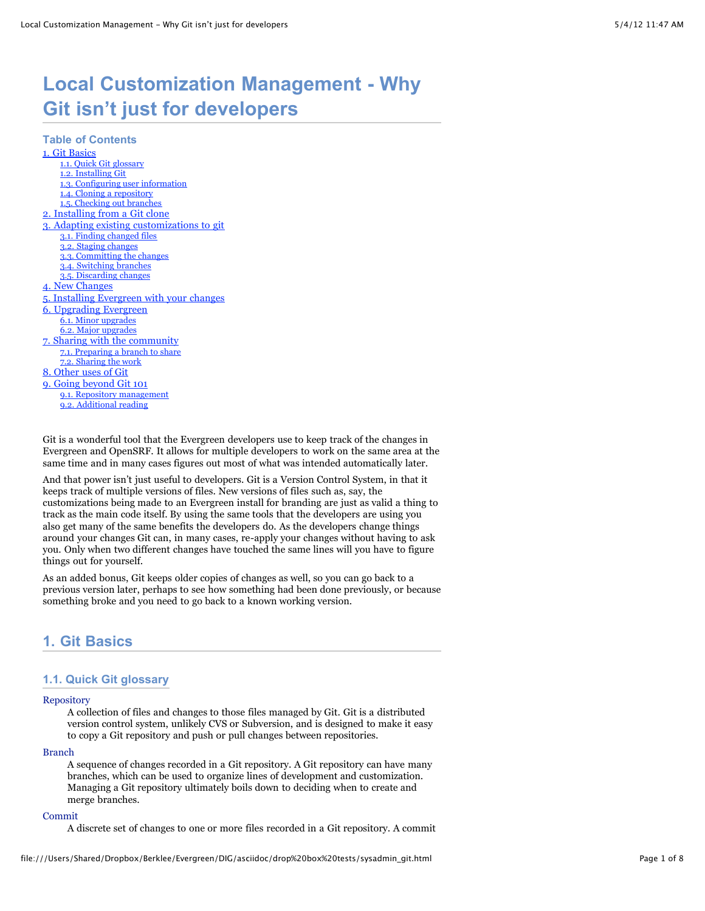# Local Customization Management - Why Git isn't just for developers

## Table of Contents

1. Git Basics
    - 1.1. Quick Git glossary
    - 1.2. Installing Git
    - 1.3. Configuring user information
    - 1.4. Cloning a repository
    - 1.5. Checking out branches
2. Installing from a Git clone
3. Adapting existing customizations to git
    - 3.1. Finding changed files
    - 3.2. Staging changes
    - 3.3. Committing the changes
    - 3.4. Switching branches
    - 3.5. Discarding changes
4. New Changes
5. Installing Evergreen with your changes
6. Upgrading Evergreen
    - 6.1. Minor upgrades
    - 6.2. Major upgrades
7. Sharing with the community
    - 7.1. Preparing a branch to share
    - 7.2. Sharing the work
8. Other uses of Git
9. Going beyond Git 101
    - 9.1. Repository management
    - 9.2. Additional reading

Git is a wonderful tool that the Evergreen developers use to keep track of the changes in Evergreen and OpenSRF. It allows for multiple developers to work on the same area at the same time and in many cases figures out most of what was intended automatically later.

And that power isn't just useful to developers. Git is a Version Control System, in that it keeps track of multiple versions of files. New versions of files such as, say, the customizations being made to an Evergreen install for branding are just as valid a thing to track as the main code itself. By using the same tools that the developers are using you also get many of the same benefits the developers do. As the developers change things around your changes Git can, in many cases, re-apply your changes without having to ask you. Only when two different changes have touched the same lines will you have to figure things out for yourself.

As an added bonus, Git keeps older copies of changes as well, so you can go back to a previous version later, perhaps to see how something had been done previously, or because something broke and you need to go back to a known working version.

## 1. Git Basics

### 1.1. Quick Git glossary

Repository
: A collection of files and changes to those files managed by Git. Git is a distributed version control system, unlikely CVS or Subversion, and is designed to make it easy to copy a Git repository and push or pull changes between repositories.

Branch
: A sequence of changes recorded in a Git repository. A Git repository can have many branches, which can be used to organize lines of development and customization. Managing a Git repository ultimately boils down to deciding when to create and merge branches.

Commit
: A discrete set of changes to one or more files recorded in a Git repository. A commit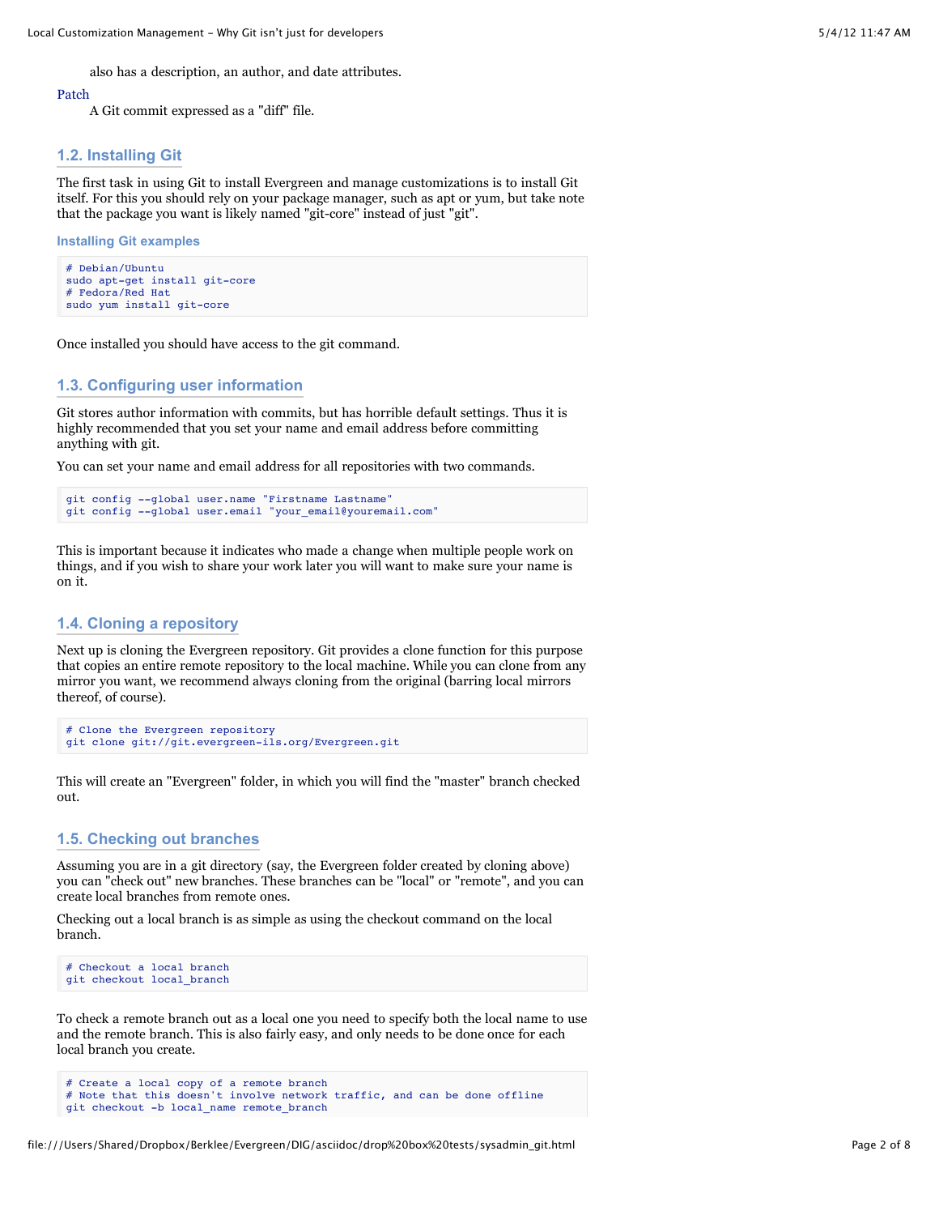also has a description, an author, and date attributes.

Patch
: A Git commit expressed as a "diff" file.

## 1.2. Installing Git

The first task in using Git to install Evergreen and manage customizations is to install Git itself. For this you should rely on your package manager, such as apt or yum, but take note that the package you want is likely named "git-core" instead of just "git".

**Installing Git examples**

```
# Debian/Ubuntu
sudo apt-get install git-core
# Fedora/Red Hat
sudo yum install git-core
```

Once installed you should have access to the git command.

## 1.3. Configuring user information

Git stores author information with commits, but has horrible default settings. Thus it is highly recommended that you set your name and email address before committing anything with git.

You can set your name and email address for all repositories with two commands.

```
git config --global user.name "Firstname Lastname"
git config --global user.email "your_email@youremail.com"
```

This is important because it indicates who made a change when multiple people work on things, and if you wish to share your work later you will want to make sure your name is on it.

## 1.4. Cloning a repository

Next up is cloning the Evergreen repository. Git provides a clone function for this purpose that copies an entire remote repository to the local machine. While you can clone from any mirror you want, we recommend always cloning from the original (barring local mirrors thereof, of course).

```
# Clone the Evergreen repository
git clone git://git.evergreen-ils.org/Evergreen.git
```

This will create an "Evergreen" folder, in which you will find the "master" branch checked out.

## 1.5. Checking out branches

Assuming you are in a git directory (say, the Evergreen folder created by cloning above) you can "check out" new branches. These branches can be "local" or "remote", and you can create local branches from remote ones.

Checking out a local branch is as simple as using the checkout command on the local branch.

```
# Checkout a local branch
git checkout local_branch
```

To check a remote branch out as a local one you need to specify both the local name to use and the remote branch. This is also fairly easy, and only needs to be done once for each local branch you create.

```
# Create a local copy of a remote branch
# Note that this doesn't involve network traffic, and can be done offline
git checkout -b local_name remote_branch
```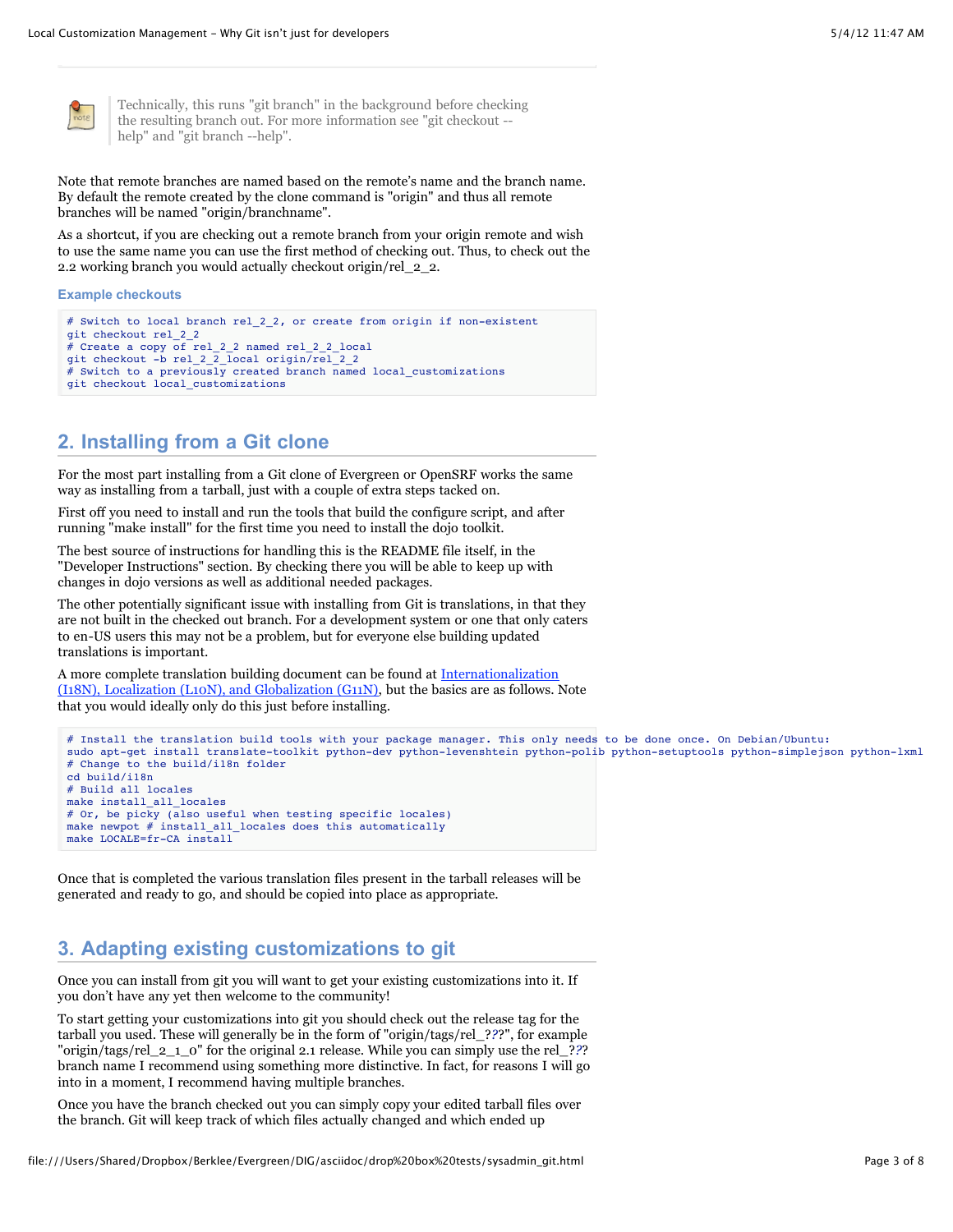> Technically, this runs "git branch" in the background before checking the resulting branch out. For more information see "git checkout --help" and "git branch --help".

Note that remote branches are named based on the remote's name and the branch name. By default the remote created by the clone command is "origin" and thus all remote branches will be named "origin/branchname".

As a shortcut, if you are checking out a remote branch from your origin remote and wish to use the same name you can use the first method of checking out. Thus, to check out the 2.2 working branch you would actually checkout origin/rel_2_2.

**Example checkouts**

```
# Switch to local branch rel_2_2, or create from origin if non-existent
git checkout rel_2_2
# Create a copy of rel_2_2 named rel_2_2_local
git checkout -b rel_2_2_local origin/rel_2_2
# Switch to a previously created branch named local_customizations
git checkout local_customizations
```

## 2. Installing from a Git clone

For the most part installing from a Git clone of Evergreen or OpenSRF works the same way as installing from a tarball, just with a couple of extra steps tacked on.

First off you need to install and run the tools that build the configure script, and after running "make install" for the first time you need to install the dojo toolkit.

The best source of instructions for handling this is the README file itself, in the "Developer Instructions" section. By checking there you will be able to keep up with changes in dojo versions as well as additional needed packages.

The other potentially significant issue with installing from Git is translations, in that they are not built in the checked out branch. For a development system or one that only caters to en-US users this may not be a problem, but for everyone else building updated translations is important.

A more complete translation building document can be found at Internationalization (I18N), Localization (L10N), and Globalization (G11N), but the basics are as follows. Note that you would ideally only do this just before installing.

```
# Install the translation build tools with your package manager. This only needs to be done once. On Debian/Ubuntu:
sudo apt-get install translate-toolkit python-dev python-levenshtein python-polib python-setuptools python-simplejson python-lxml
# Change to the build/i18n folder
cd build/i18n
# Build all locales
make install_all_locales
# Or, be picky (also useful when testing specific locales)
make newpot # install_all_locales does this automatically
make LOCALE=fr-CA install
```

Once that is completed the various translation files present in the tarball releases will be generated and ready to go, and should be copied into place as appropriate.

## 3. Adapting existing customizations to git

Once you can install from git you will want to get your existing customizations into it. If you don't have any yet then welcome to the community!

To start getting your customizations into git you should check out the release tag for the tarball you used. These will generally be in the form of "origin/tags/rel_???", for example "origin/tags/rel_2_1_0" for the original 2.1 release. While you can simply use the rel_??? branch name I recommend using something more distinctive. In fact, for reasons I will go into in a moment, I recommend having multiple branches.

Once you have the branch checked out you can simply copy your edited tarball files over the branch. Git will keep track of which files actually changed and which ended up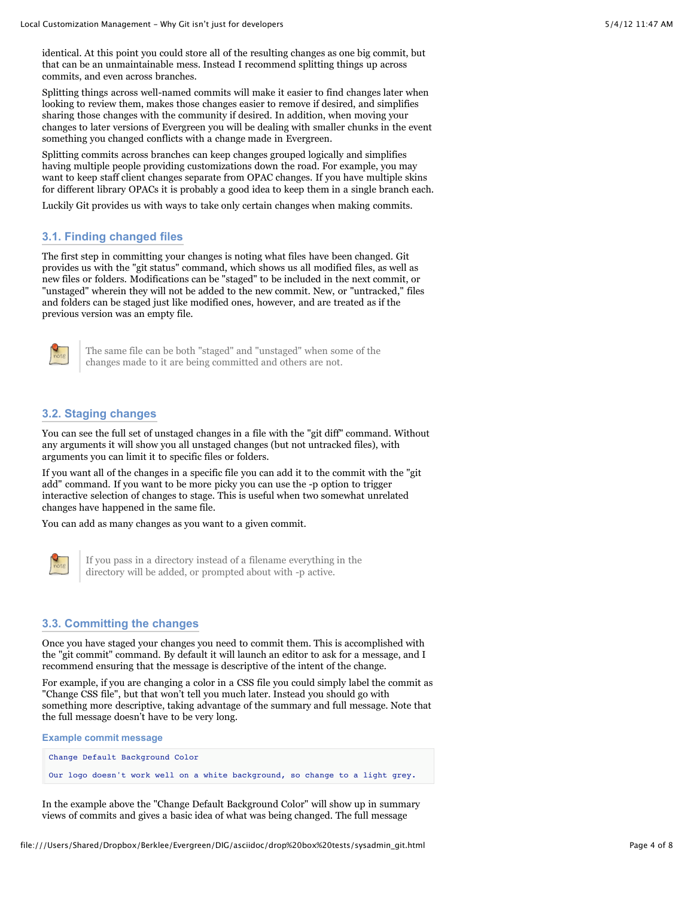identical. At this point you could store all of the resulting changes as one big commit, but that can be an unmaintainable mess. Instead I recommend splitting things up across commits, and even across branches.

Splitting things across well-named commits will make it easier to find changes later when looking to review them, makes those changes easier to remove if desired, and simplifies sharing those changes with the community if desired. In addition, when moving your changes to later versions of Evergreen you will be dealing with smaller chunks in the event something you changed conflicts with a change made in Evergreen.

Splitting commits across branches can keep changes grouped logically and simplifies having multiple people providing customizations down the road. For example, you may want to keep staff client changes separate from OPAC changes. If you have multiple skins for different library OPACs it is probably a good idea to keep them in a single branch each.

Luckily Git provides us with ways to take only certain changes when making commits.

### 3.1. Finding changed files

The first step in committing your changes is noting what files have been changed. Git provides us with the "git status" command, which shows us all modified files, as well as new files or folders. Modifications can be "staged" to be included in the next commit, or "unstaged" wherein they will not be added to the new commit. New, or "untracked," files and folders can be staged just like modified ones, however, and are treated as if the previous version was an empty file.

> **Note:** The same file can be both "staged" and "unstaged" when some of the changes made to it are being committed and others are not.

### 3.2. Staging changes

You can see the full set of unstaged changes in a file with the "git diff" command. Without any arguments it will show you all unstaged changes (but not untracked files), with arguments you can limit it to specific files or folders.

If you want all of the changes in a specific file you can add it to the commit with the "git add" command. If you want to be more picky you can use the -p option to trigger interactive selection of changes to stage. This is useful when two somewhat unrelated changes have happened in the same file.

You can add as many changes as you want to a given commit.

> **Note:** If you pass in a directory instead of a filename everything in the directory will be added, or prompted about with -p active.

### 3.3. Committing the changes

Once you have staged your changes you need to commit them. This is accomplished with the "git commit" command. By default it will launch an editor to ask for a message, and I recommend ensuring that the message is descriptive of the intent of the change.

For example, if you are changing a color in a CSS file you could simply label the commit as "Change CSS file", but that won't tell you much later. Instead you should go with something more descriptive, taking advantage of the summary and full message. Note that the full message doesn't have to be very long.

**Example commit message**

```
Change Default Background Color

Our logo doesn't work well on a white background, so change to a light grey.
```

In the example above the "Change Default Background Color" will show up in summary views of commits and gives a basic idea of what was being changed. The full message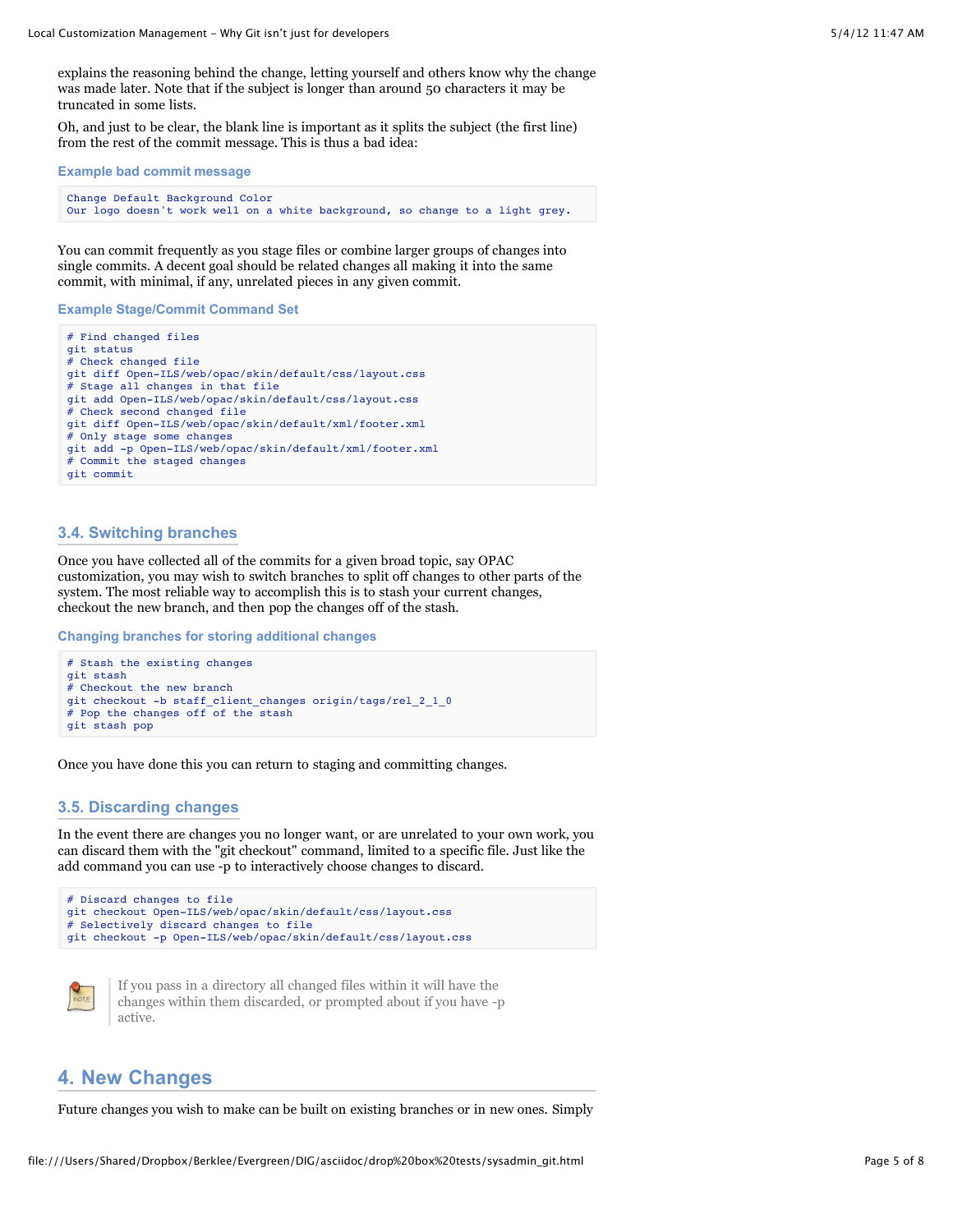explains the reasoning behind the change, letting yourself and others know why the change was made later. Note that if the subject is longer than around 50 characters it may be truncated in some lists.

Oh, and just to be clear, the blank line is important as it splits the subject (the first line) from the rest of the commit message. This is thus a bad idea:

**Example bad commit message**

```
Change Default Background Color
Our logo doesn't work well on a white background, so change to a light grey.
```

You can commit frequently as you stage files or combine larger groups of changes into single commits. A decent goal should be related changes all making it into the same commit, with minimal, if any, unrelated pieces in any given commit.

**Example Stage/Commit Command Set**

```
# Find changed files
git status
# Check changed file
git diff Open-ILS/web/opac/skin/default/css/layout.css
# Stage all changes in that file
git add Open-ILS/web/opac/skin/default/css/layout.css
# Check second changed file
git diff Open-ILS/web/opac/skin/default/xml/footer.xml
# Only stage some changes
git add -p Open-ILS/web/opac/skin/default/xml/footer.xml
# Commit the staged changes
git commit
```

### 3.4. Switching branches

Once you have collected all of the commits for a given broad topic, say OPAC customization, you may wish to switch branches to split off changes to other parts of the system. The most reliable way to accomplish this is to stash your current changes, checkout the new branch, and then pop the changes off of the stash.

**Changing branches for storing additional changes**

```
# Stash the existing changes
git stash
# Checkout the new branch
git checkout -b staff_client_changes origin/tags/rel_2_1_0
# Pop the changes off of the stash
git stash pop
```

Once you have done this you can return to staging and committing changes.

### 3.5. Discarding changes

In the event there are changes you no longer want, or are unrelated to your own work, you can discard them with the "git checkout" command, limited to a specific file. Just like the add command you can use -p to interactively choose changes to discard.

```
# Discard changes to file
git checkout Open-ILS/web/opac/skin/default/css/layout.css
# Selectively discard changes to file
git checkout -p Open-ILS/web/opac/skin/default/css/layout.css
```

> **Note:** If you pass in a directory all changed files within it will have the changes within them discarded, or prompted about if you have -p active.

## 4. New Changes

Future changes you wish to make can be built on existing branches or in new ones. Simply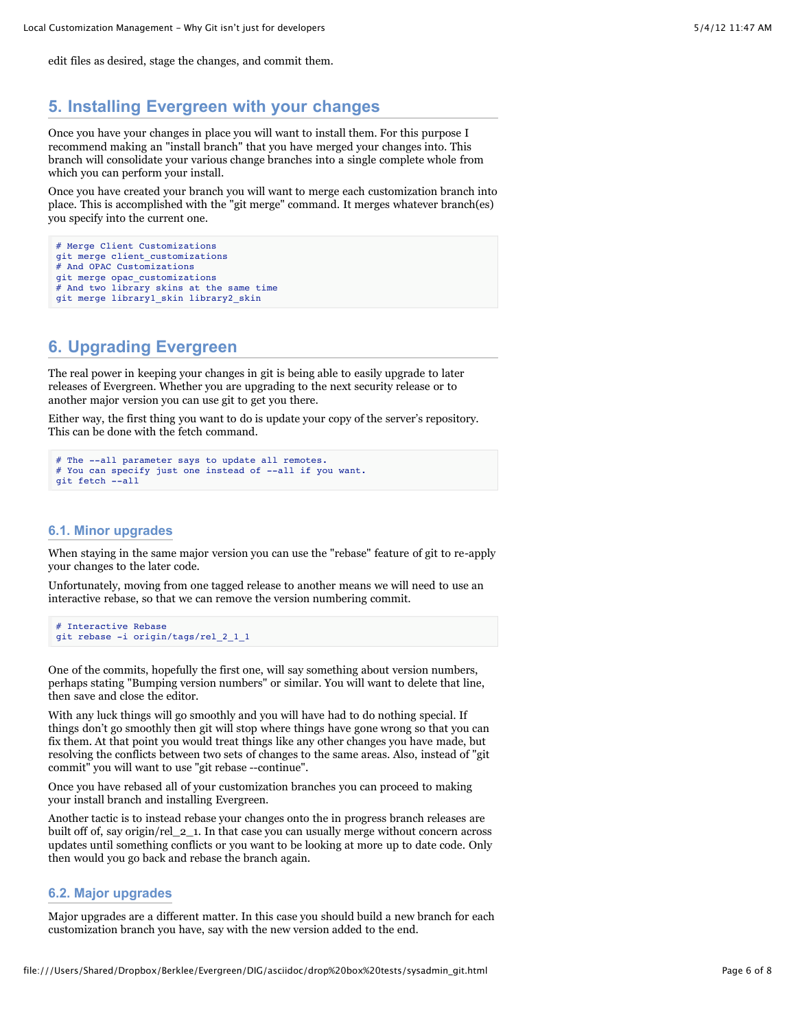edit files as desired, stage the changes, and commit them.

## 5. Installing Evergreen with your changes

Once you have your changes in place you will want to install them. For this purpose I recommend making an "install branch" that you have merged your changes into. This branch will consolidate your various change branches into a single complete whole from which you can perform your install.

Once you have created your branch you will want to merge each customization branch into place. This is accomplished with the "git merge" command. It merges whatever branch(es) you specify into the current one.

```
# Merge Client Customizations
git merge client_customizations
# And OPAC Customizations
git merge opac_customizations
# And two library skins at the same time
git merge library1_skin library2_skin
```

## 6. Upgrading Evergreen

The real power in keeping your changes in git is being able to easily upgrade to later releases of Evergreen. Whether you are upgrading to the next security release or to another major version you can use git to get you there.

Either way, the first thing you want to do is update your copy of the server's repository. This can be done with the fetch command.

```
# The --all parameter says to update all remotes.
# You can specify just one instead of --all if you want.
git fetch --all
```

### 6.1. Minor upgrades

When staying in the same major version you can use the "rebase" feature of git to re-apply your changes to the later code.

Unfortunately, moving from one tagged release to another means we will need to use an interactive rebase, so that we can remove the version numbering commit.

```
# Interactive Rebase
git rebase -i origin/tags/rel_2_1_1
```

One of the commits, hopefully the first one, will say something about version numbers, perhaps stating "Bumping version numbers" or similar. You will want to delete that line, then save and close the editor.

With any luck things will go smoothly and you will have had to do nothing special. If things don't go smoothly then git will stop where things have gone wrong so that you can fix them. At that point you would treat things like any other changes you have made, but resolving the conflicts between two sets of changes to the same areas. Also, instead of "git commit" you will want to use "git rebase --continue".

Once you have rebased all of your customization branches you can proceed to making your install branch and installing Evergreen.

Another tactic is to instead rebase your changes onto the in progress branch releases are built off of, say origin/rel_2_1. In that case you can usually merge without concern across updates until something conflicts or you want to be looking at more up to date code. Only then would you go back and rebase the branch again.

### 6.2. Major upgrades

Major upgrades are a different matter. In this case you should build a new branch for each customization branch you have, say with the new version added to the end.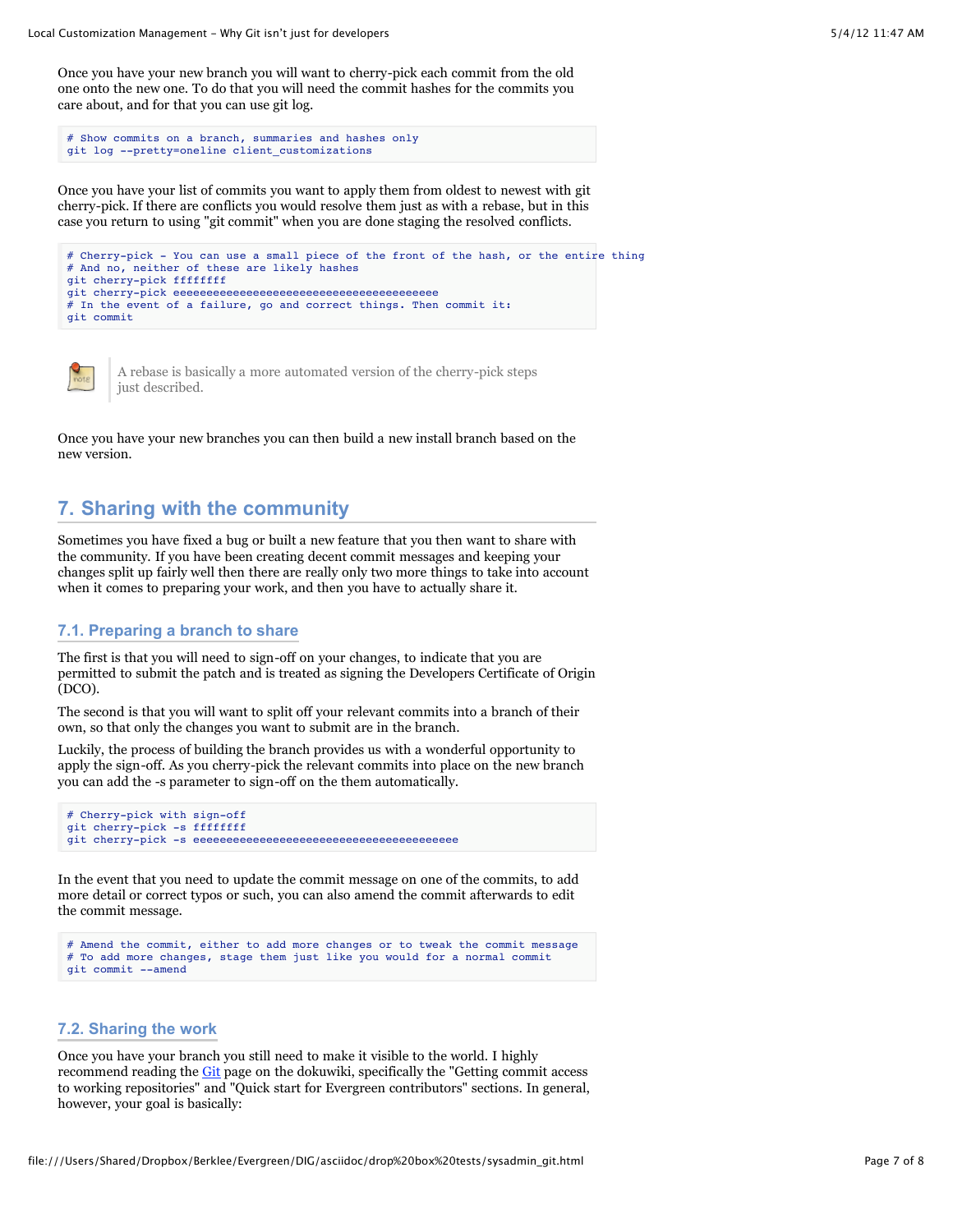Once you have your new branch you will want to cherry-pick each commit from the old one onto the new one. To do that you will need the commit hashes for the commits you care about, and for that you can use git log.

```
# Show commits on a branch, summaries and hashes only
git log --pretty=oneline client_customizations
```

Once you have your list of commits you want to apply them from oldest to newest with git cherry-pick. If there are conflicts you would resolve them just as with a rebase, but in this case you return to using "git commit" when you are done staging the resolved conflicts.

```
# Cherry-pick - You can use a small piece of the front of the hash, or the entire thing
# And no, neither of these are likely hashes
git cherry-pick ffffffff
git cherry-pick eeeeeeeeeeeeeeeeeeeeeeeeeeeeeeeeeeeeeeee
# In the event of a failure, go and correct things. Then commit it:
git commit
```

> **Note:** A rebase is basically a more automated version of the cherry-pick steps just described.

Once you have your new branches you can then build a new install branch based on the new version.

## 7. Sharing with the community

Sometimes you have fixed a bug or built a new feature that you then want to share with the community. If you have been creating decent commit messages and keeping your changes split up fairly well then there are really only two more things to take into account when it comes to preparing your work, and then you have to actually share it.

### 7.1. Preparing a branch to share

The first is that you will need to sign-off on your changes, to indicate that you are permitted to submit the patch and is treated as signing the Developers Certificate of Origin (DCO).

The second is that you will want to split off your relevant commits into a branch of their own, so that only the changes you want to submit are in the branch.

Luckily, the process of building the branch provides us with a wonderful opportunity to apply the sign-off. As you cherry-pick the relevant commits into place on the new branch you can add the -s parameter to sign-off on the them automatically.

```
# Cherry-pick with sign-off
git cherry-pick -s ffffffff
git cherry-pick -s eeeeeeeeeeeeeeeeeeeeeeeeeeeeeeeeeeeeeeee
```

In the event that you need to update the commit message on one of the commits, to add more detail or correct typos or such, you can also amend the commit afterwards to edit the commit message.

```
# Amend the commit, either to add more changes or to tweak the commit message
# To add more changes, stage them just like you would for a normal commit
git commit --amend
```

### 7.2. Sharing the work

Once you have your branch you still need to make it visible to the world. I highly recommend reading the Git page on the dokuwiki, specifically the "Getting commit access to working repositories" and "Quick start for Evergreen contributors" sections. In general, however, your goal is basically: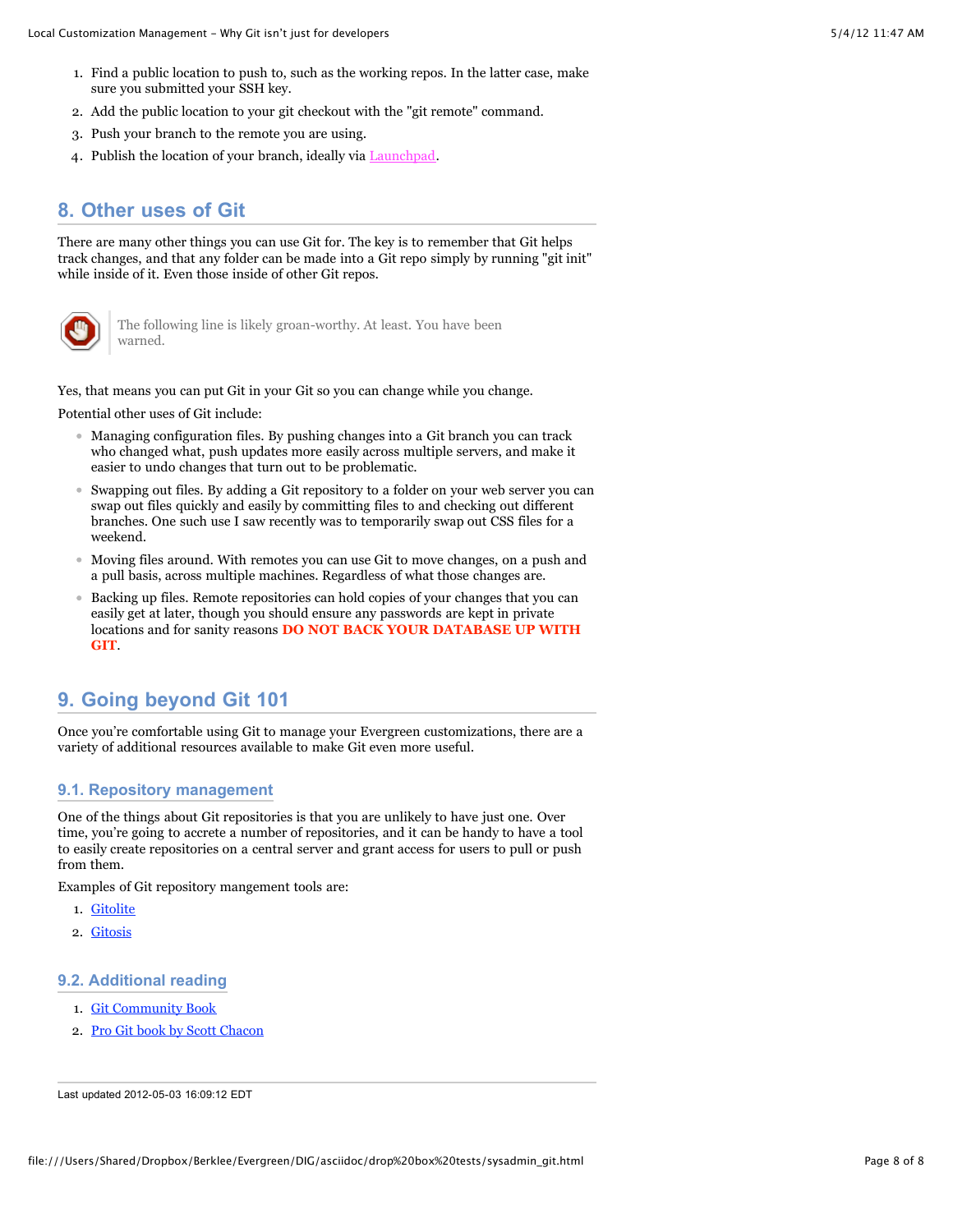1. Find a public location to push to, such as the working repos. In the latter case, make sure you submitted your SSH key.
2. Add the public location to your git checkout with the "git remote" command.
3. Push your branch to the remote you are using.
4. Publish the location of your branch, ideally via Launchpad.

## 8. Other uses of Git

There are many other things you can use Git for. The key is to remember that Git helps track changes, and that any folder can be made into a Git repo simply by running "git init" while inside of it. Even those inside of other Git repos.

> The following line is likely groan-worthy. At least. You have been warned.

Yes, that means you can put Git in your Git so you can change while you change.

Potential other uses of Git include:

- Managing configuration files. By pushing changes into a Git branch you can track who changed what, push updates more easily across multiple servers, and make it easier to undo changes that turn out to be problematic.
- Swapping out files. By adding a Git repository to a folder on your web server you can swap out files quickly and easily by committing files to and checking out different branches. One such use I saw recently was to temporarily swap out CSS files for a weekend.
- Moving files around. With remotes you can use Git to move changes, on a push and a pull basis, across multiple machines. Regardless of what those changes are.
- Backing up files. Remote repositories can hold copies of your changes that you can easily get at later, though you should ensure any passwords are kept in private locations and for sanity reasons **DO NOT BACK YOUR DATABASE UP WITH GIT**.

## 9. Going beyond Git 101

Once you're comfortable using Git to manage your Evergreen customizations, there are a variety of additional resources available to make Git even more useful.

### 9.1. Repository management

One of the things about Git repositories is that you are unlikely to have just one. Over time, you're going to accrete a number of repositories, and it can be handy to have a tool to easily create repositories on a central server and grant access for users to pull or push from them.

Examples of Git repository mangement tools are:

1. Gitolite
2. Gitosis

### 9.2. Additional reading

1. Git Community Book
2. Pro Git book by Scott Chacon

Last updated 2012-05-03 16:09:12 EDT